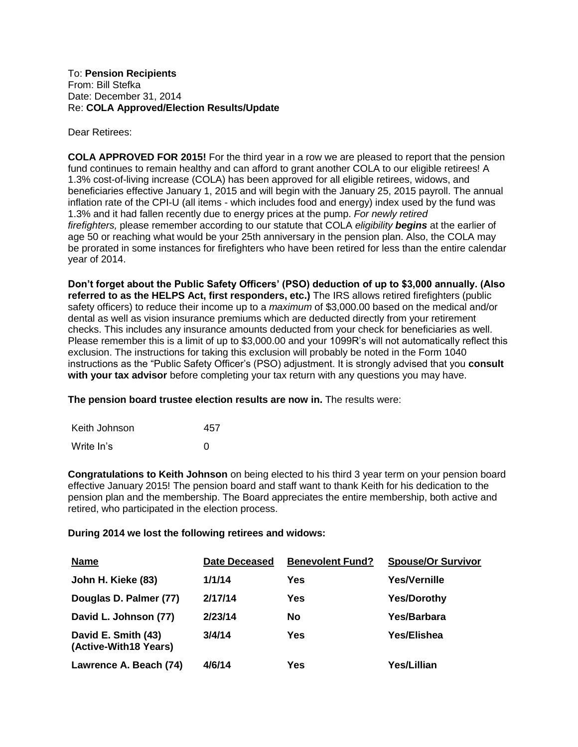To: **Pension Recipients**
From: Bill Stefka
Date: December 31, 2014
Re: **COLA Approved/Election Results/Update**

Dear Retirees:

**COLA APPROVED FOR 2015!** For the third year in a row we are pleased to report that the pension fund continues to remain healthy and can afford to grant another COLA to our eligible retirees! A 1.3% cost-of-living increase (COLA) has been approved for all eligible retirees, widows, and beneficiaries effective January 1, 2015 and will begin with the January 25, 2015 payroll. The annual inflation rate of the CPI-U (all items - which includes food and energy) index used by the fund was 1.3% and it had fallen recently due to energy prices at the pump. *For newly retired firefighters,* please remember according to our statute that COLA *eligibility* ***begins*** at the earlier of age 50 or reaching what would be your 25th anniversary in the pension plan. Also, the COLA may be prorated in some instances for firefighters who have been retired for less than the entire calendar year of 2014.

**Don't forget about the Public Safety Officers' (PSO) deduction of up to $3,000 annually. (Also referred to as the HELPS Act, first responders, etc.)** The IRS allows retired firefighters (public safety officers) to reduce their income up to a *maximum* of $3,000.00 based on the medical and/or dental as well as vision insurance premiums which are deducted directly from your retirement checks. This includes any insurance amounts deducted from your check for beneficiaries as well. Please remember this is a limit of up to $3,000.00 and your 1099R's will not automatically reflect this exclusion. The instructions for taking this exclusion will probably be noted in the Form 1040 instructions as the "Public Safety Officer's (PSO) adjustment. It is strongly advised that you **consult with your tax advisor** before completing your tax return with any questions you may have.

**The pension board trustee election results are now in.** The results were:

| | |
|---|---|
| Keith Johnson | 457 |
| Write In's | 0 |

**Congratulations to Keith Johnson** on being elected to his third 3 year term on your pension board effective January 2015! The pension board and staff want to thank Keith for his dedication to the pension plan and the membership. The Board appreciates the entire membership, both active and retired, who participated in the election process.

**During 2014 we lost the following retirees and widows:**

| Name | Date Deceased | Benevolent Fund? | Spouse/Or Survivor |
|---|---|---|---|
| **John H. Kieke (83)** | **1/1/14** | **Yes** | **Yes/Vernille** |
| **Douglas D. Palmer (77)** | **2/17/14** | **Yes** | **Yes/Dorothy** |
| **David L. Johnson (77)** | **2/23/14** | **No** | **Yes/Barbara** |
| **David E. Smith (43) (Active-With18 Years)** | **3/4/14** | **Yes** | **Yes/Elishea** |
| **Lawrence A. Beach (74)** | **4/6/14** | **Yes** | **Yes/Lillian** |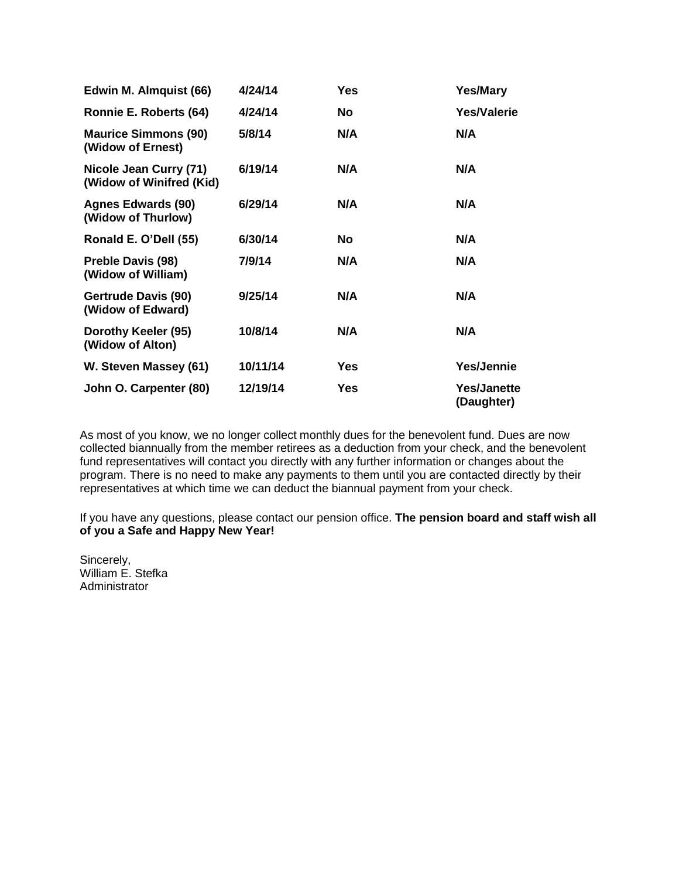| | | | |
|---|---|---|---|
| **Edwin M. Almquist (66)** | **4/24/14** | **Yes** | **Yes/Mary** |
| **Ronnie E. Roberts (64)** | **4/24/14** | **No** | **Yes/Valerie** |
| **Maurice Simmons (90) (Widow of Ernest)** | **5/8/14** | **N/A** | **N/A** |
| **Nicole Jean Curry (71) (Widow of Winifred (Kid)** | **6/19/14** | **N/A** | **N/A** |
| **Agnes Edwards (90) (Widow of Thurlow)** | **6/29/14** | **N/A** | **N/A** |
| **Ronald E. O'Dell (55)** | **6/30/14** | **No** | **N/A** |
| **Preble Davis (98) (Widow of William)** | **7/9/14** | **N/A** | **N/A** |
| **Gertrude Davis (90) (Widow of Edward)** | **9/25/14** | **N/A** | **N/A** |
| **Dorothy Keeler (95) (Widow of Alton)** | **10/8/14** | **N/A** | **N/A** |
| **W. Steven Massey (61)** | **10/11/14** | **Yes** | **Yes/Jennie** |
| **John O. Carpenter (80)** | **12/19/14** | **Yes** | **Yes/Janette (Daughter)** |

As most of you know, we no longer collect monthly dues for the benevolent fund. Dues are now collected biannually from the member retirees as a deduction from your check, and the benevolent fund representatives will contact you directly with any further information or changes about the program. There is no need to make any payments to them until you are contacted directly by their representatives at which time we can deduct the biannual payment from your check.

If you have any questions, please contact our pension office. **The pension board and staff wish all of you a Safe and Happy New Year!**

Sincerely,
William E. Stefka
Administrator